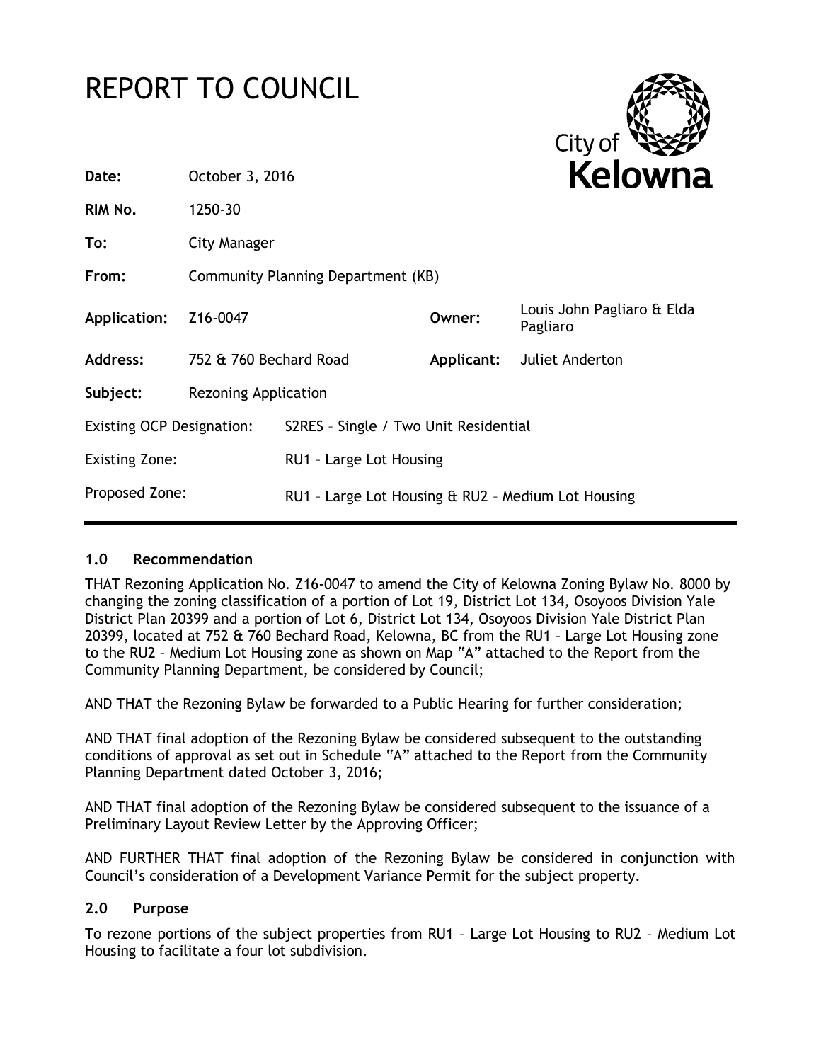# REPORT TO COUNCIL

| | | | |
|---|---|---|---|
| **Date:** | October 3, 2016 | | |
| **RIM No.** | 1250-30 | | |
| **To:** | City Manager | | |
| **From:** | Community Planning Department (KB) | | |
| **Application:** | Z16-0047 | **Owner:** | Louis John Pagliaro & Elda Pagliaro |
| **Address:** | 752 & 760 Bechard Road | **Applicant:** | Juliet Anderton |
| **Subject:** | Rezoning Application | | |
| Existing OCP Designation: | S2RES – Single / Two Unit Residential | | |
| Existing Zone: | RU1 – Large Lot Housing | | |
| Proposed Zone: | RU1 – Large Lot Housing & RU2 – Medium Lot Housing | | |

## 1.0 Recommendation

THAT Rezoning Application No. Z16-0047 to amend the City of Kelowna Zoning Bylaw No. 8000 by changing the zoning classification of a portion of Lot 19, District Lot 134, Osoyoos Division Yale District Plan 20399 and a portion of Lot 6, District Lot 134, Osoyoos Division Yale District Plan 20399, located at 752 & 760 Bechard Road, Kelowna, BC from the RU1 – Large Lot Housing zone to the RU2 – Medium Lot Housing zone as shown on Map "A" attached to the Report from the Community Planning Department, be considered by Council;

AND THAT the Rezoning Bylaw be forwarded to a Public Hearing for further consideration;

AND THAT final adoption of the Rezoning Bylaw be considered subsequent to the outstanding conditions of approval as set out in Schedule "A" attached to the Report from the Community Planning Department dated October 3, 2016;

AND THAT final adoption of the Rezoning Bylaw be considered subsequent to the issuance of a Preliminary Layout Review Letter by the Approving Officer;

AND FURTHER THAT final adoption of the Rezoning Bylaw be considered in conjunction with Council's consideration of a Development Variance Permit for the subject property.

## 2.0 Purpose

To rezone portions of the subject properties from RU1 – Large Lot Housing to RU2 – Medium Lot Housing to facilitate a four lot subdivision.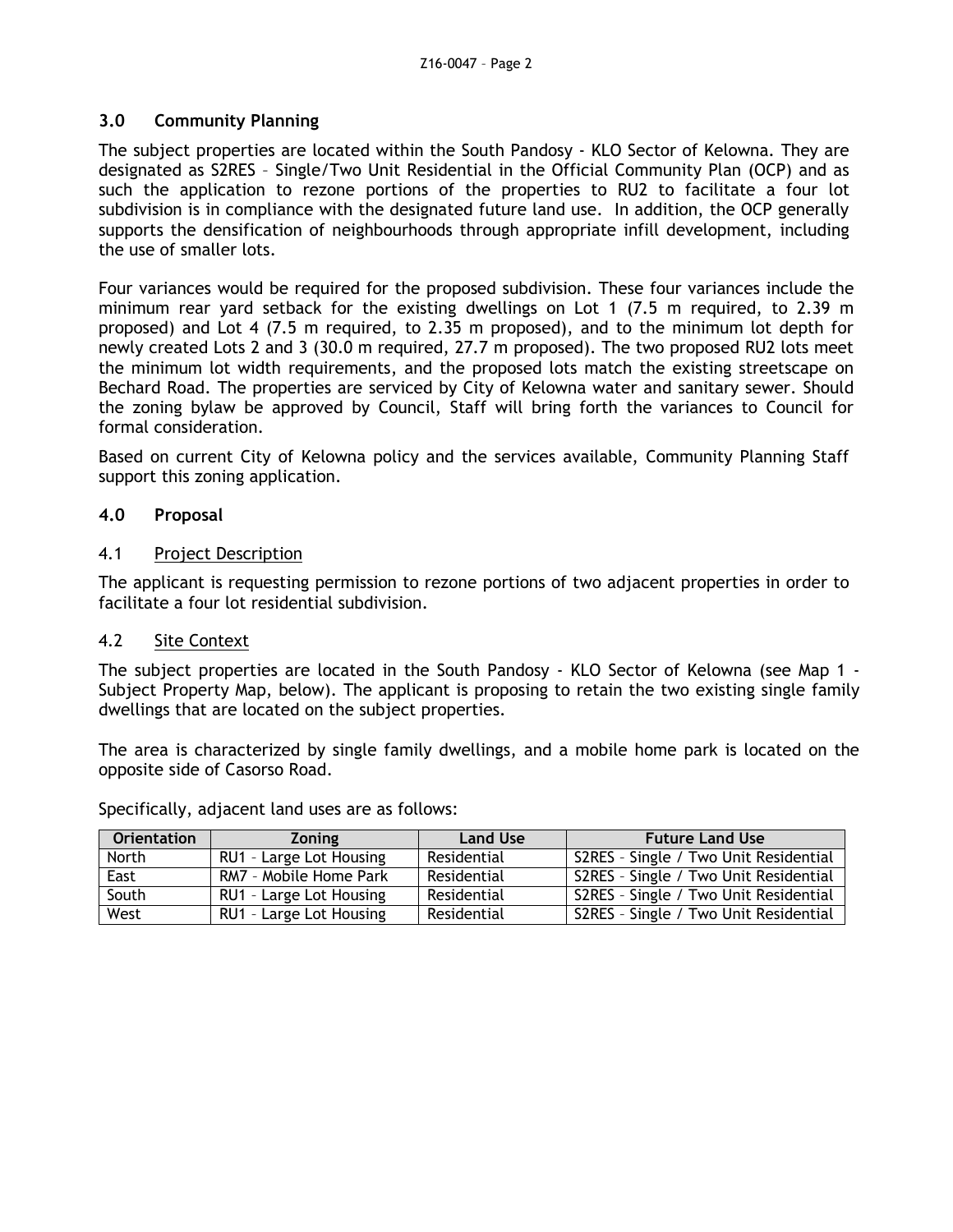## 3.0 Community Planning

The subject properties are located within the South Pandosy - KLO Sector of Kelowna. They are designated as S2RES – Single/Two Unit Residential in the Official Community Plan (OCP) and as such the application to rezone portions of the properties to RU2 to facilitate a four lot subdivision is in compliance with the designated future land use. In addition, the OCP generally supports the densification of neighbourhoods through appropriate infill development, including the use of smaller lots.

Four variances would be required for the proposed subdivision. These four variances include the minimum rear yard setback for the existing dwellings on Lot 1 (7.5 m required, to 2.39 m proposed) and Lot 4 (7.5 m required, to 2.35 m proposed), and to the minimum lot depth for newly created Lots 2 and 3 (30.0 m required, 27.7 m proposed). The two proposed RU2 lots meet the minimum lot width requirements, and the proposed lots match the existing streetscape on Bechard Road. The properties are serviced by City of Kelowna water and sanitary sewer. Should the zoning bylaw be approved by Council, Staff will bring forth the variances to Council for formal consideration.

Based on current City of Kelowna policy and the services available, Community Planning Staff support this zoning application.

## 4.0 Proposal

### 4.1 Project Description

The applicant is requesting permission to rezone portions of two adjacent properties in order to facilitate a four lot residential subdivision.

### 4.2 Site Context

The subject properties are located in the South Pandosy - KLO Sector of Kelowna (see Map 1 - Subject Property Map, below). The applicant is proposing to retain the two existing single family dwellings that are located on the subject properties.

The area is characterized by single family dwellings, and a mobile home park is located on the opposite side of Casorso Road.

Specifically, adjacent land uses are as follows:

| Orientation | Zoning | Land Use | Future Land Use |
|---|---|---|---|
| North | RU1 – Large Lot Housing | Residential | S2RES – Single / Two Unit Residential |
| East | RM7 – Mobile Home Park | Residential | S2RES – Single / Two Unit Residential |
| South | RU1 – Large Lot Housing | Residential | S2RES – Single / Two Unit Residential |
| West | RU1 – Large Lot Housing | Residential | S2RES – Single / Two Unit Residential |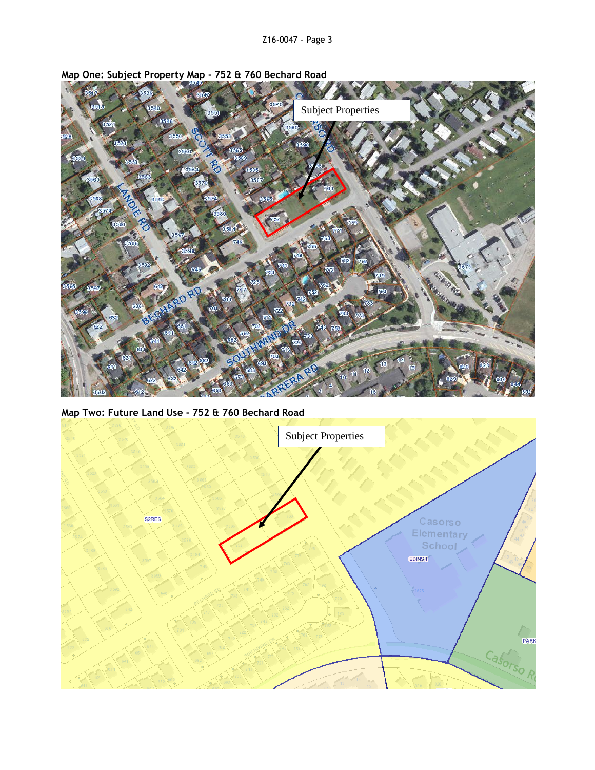**Map One: Subject Property Map - 752 & 760 Bechard Road**

**Map Two: Future Land Use - 752 & 760 Bechard Road**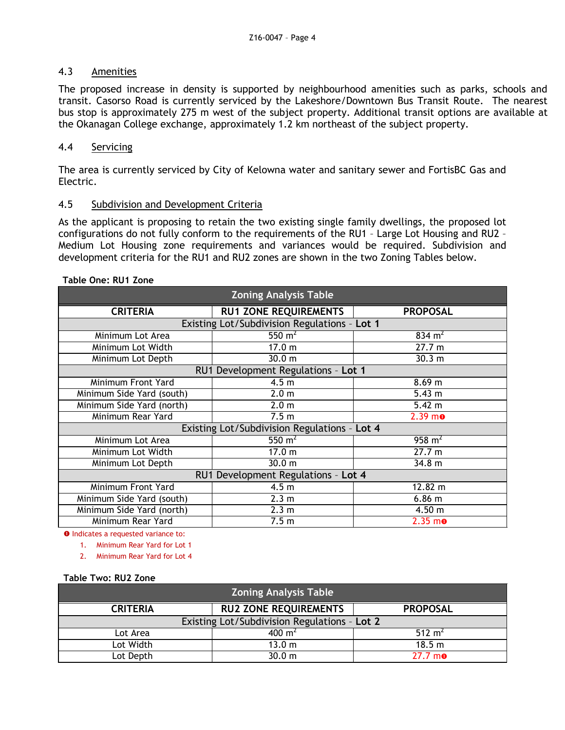## 4.3 Amenities

The proposed increase in density is supported by neighbourhood amenities such as parks, schools and transit. Casorso Road is currently serviced by the Lakeshore/Downtown Bus Transit Route. The nearest bus stop is approximately 275 m west of the subject property. Additional transit options are available at the Okanagan College exchange, approximately 1.2 km northeast of the subject property.

## 4.4 Servicing

The area is currently serviced by City of Kelowna water and sanitary sewer and FortisBC Gas and Electric.

## 4.5 Subdivision and Development Criteria

As the applicant is proposing to retain the two existing single family dwellings, the proposed lot configurations do not fully conform to the requirements of the RU1 – Large Lot Housing and RU2 – Medium Lot Housing zone requirements and variances would be required. Subdivision and development criteria for the RU1 and RU2 zones are shown in the two Zoning Tables below.

**Table One: RU1 Zone**

| Zoning Analysis Table | | |
|---|---|---|
| **CRITERIA** | **RU1 ZONE REQUIREMENTS** | **PROPOSAL** |
| Existing Lot/Subdivision Regulations - **Lot 1** | | |
| Minimum Lot Area | 550 $m^2$ | 834 $m^2$ |
| Minimum Lot Width | 17.0 m | 27.7 m |
| Minimum Lot Depth | 30.0 m | 30.3 m |
| RU1 Development Regulations - **Lot 1** | | |
| Minimum Front Yard | 4.5 m | 8.69 m |
| Minimum Side Yard (south) | 2.0 m | 5.43 m |
| Minimum Side Yard (north) | 2.0 m | 5.42 m |
| Minimum Rear Yard | 7.5 m | 2.39 m ❶ |
| Existing Lot/Subdivision Regulations - **Lot 4** | | |
| Minimum Lot Area | 550 $m^2$ | 958 $m^2$ |
| Minimum Lot Width | 17.0 m | 27.7 m |
| Minimum Lot Depth | 30.0 m | 34.8 m |
| RU1 Development Regulations - **Lot 4** | | |
| Minimum Front Yard | 4.5 m | 12.82 m |
| Minimum Side Yard (south) | 2.3 m | 6.86 m |
| Minimum Side Yard (north) | 2.3 m | 4.50 m |
| Minimum Rear Yard | 7.5 m | 2.35 m ❶ |

❶ Indicates a requested variance to:

1. Minimum Rear Yard for Lot 1
2. Minimum Rear Yard for Lot 4

**Table Two: RU2 Zone**

| Zoning Analysis Table | | |
|---|---|---|
| **CRITERIA** | **RU2 ZONE REQUIREMENTS** | **PROPOSAL** |
| Existing Lot/Subdivision Regulations - **Lot 2** | | |
| Lot Area | 400 $m^2$ | 512 $m^2$ |
| Lot Width | 13.0 m | 18.5 m |
| Lot Depth | 30.0 m | 27.7 m ❶ |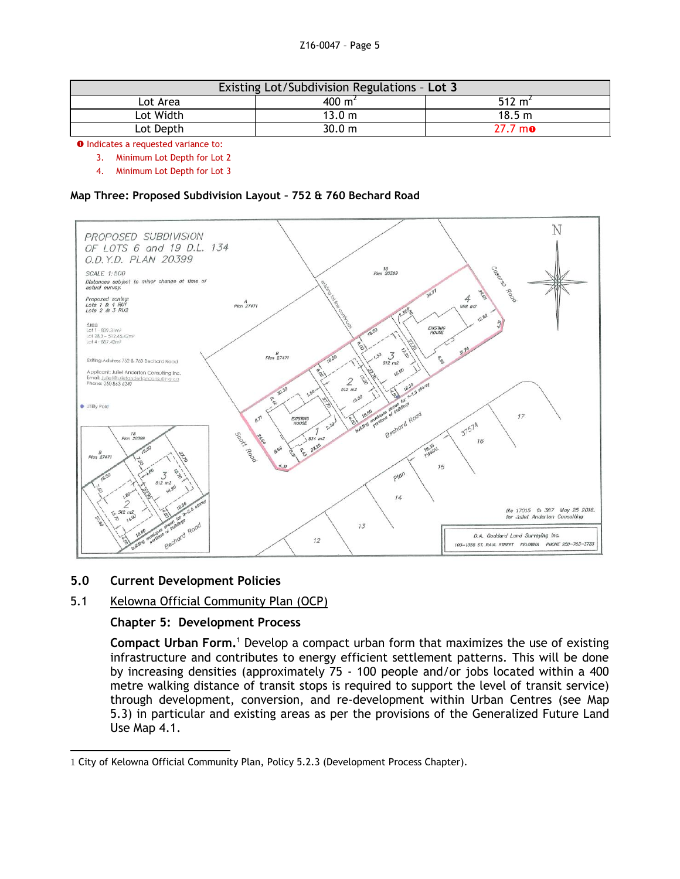| Existing Lot/Subdivision Regulations – **Lot 3** | | |
|---|---|---|
| Lot Area | 400 m² | 512 m² |
| Lot Width | 13.0 m | 18.5 m |
| Lot Depth | 30.0 m | 27.7 m ❶ |

❶ Indicates a requested variance to:

3. Minimum Lot Depth for Lot 2
4. Minimum Lot Depth for Lot 3

**Map Three: Proposed Subdivision Layout – 752 & 760 Bechard Road**

## 5.0 Current Development Policies

### 5.1 Kelowna Official Community Plan (OCP)

#### Chapter 5: Development Process

**Compact Urban Form.**[1] Develop a compact urban form that maximizes the use of existing infrastructure and contributes to energy efficient settlement patterns. This will be done by increasing densities (approximately 75 - 100 people and/or jobs located within a 400 metre walking distance of transit stops is required to support the level of transit service) through development, conversion, and re-development within Urban Centres (see Map 5.3) in particular and existing areas as per the provisions of the Generalized Future Land Use Map 4.1.

---

1 City of Kelowna Official Community Plan, Policy 5.2.3 (Development Process Chapter).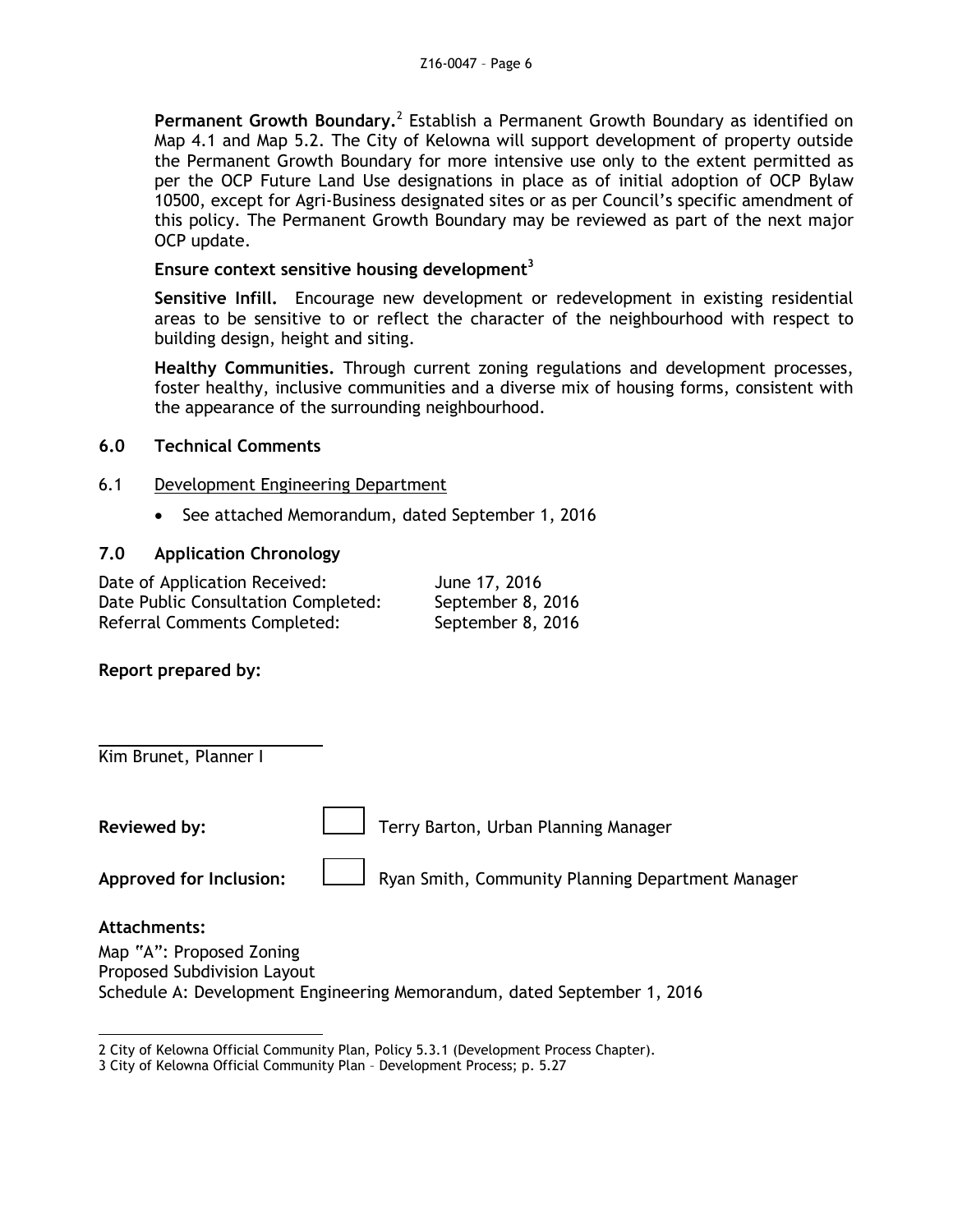**Permanent Growth Boundary.**[2] Establish a Permanent Growth Boundary as identified on Map 4.1 and Map 5.2. The City of Kelowna will support development of property outside the Permanent Growth Boundary for more intensive use only to the extent permitted as per the OCP Future Land Use designations in place as of initial adoption of OCP Bylaw 10500, except for Agri-Business designated sites or as per Council's specific amendment of this policy. The Permanent Growth Boundary may be reviewed as part of the next major OCP update.

**Ensure context sensitive housing development**[3]

**Sensitive Infill.** Encourage new development or redevelopment in existing residential areas to be sensitive to or reflect the character of the neighbourhood with respect to building design, height and siting.

**Healthy Communities.** Through current zoning regulations and development processes, foster healthy, inclusive communities and a diverse mix of housing forms, consistent with the appearance of the surrounding neighbourhood.

## 6.0 Technical Comments

6.1 Development Engineering Department

- See attached Memorandum, dated September 1, 2016

## 7.0 Application Chronology

| | |
|---|---|
| Date of Application Received: | June 17, 2016 |
| Date Public Consultation Completed: | September 8, 2016 |
| Referral Comments Completed: | September 8, 2016 |

**Report prepared by:**

Kim Brunet, Planner I

**Reviewed by:** Terry Barton, Urban Planning Manager

**Approved for Inclusion:** Ryan Smith, Community Planning Department Manager

**Attachments:**

Map "A": Proposed Zoning
Proposed Subdivision Layout
Schedule A: Development Engineering Memorandum, dated September 1, 2016

2 City of Kelowna Official Community Plan, Policy 5.3.1 (Development Process Chapter).
3 City of Kelowna Official Community Plan – Development Process; p. 5.27